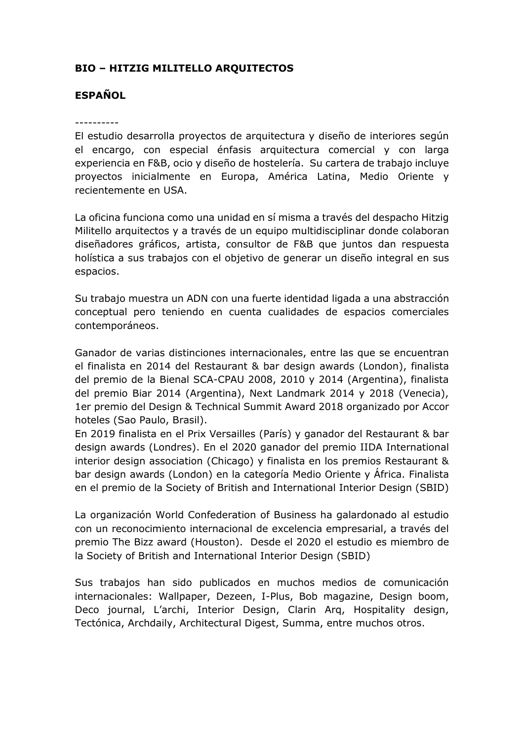**BIO – HITZIG MILITELLO ARQUITECTOS**

**ESPAÑOL**

----------

El estudio desarrolla proyectos de arquitectura y diseño de interiores según el encargo, con especial énfasis arquitectura comercial y con larga experiencia en F&B, ocio y diseño de hostelería. Su cartera de trabajo incluye proyectos inicialmente en Europa, América Latina, Medio Oriente y recientemente en USA.

La oficina funciona como una unidad en sí misma a través del despacho Hitzig Militello arquitectos y a través de un equipo multidisciplinar donde colaboran diseñadores gráficos, artista, consultor de F&B que juntos dan respuesta holística a sus trabajos con el objetivo de generar un diseño integral en sus espacios.

Su trabajo muestra un ADN con una fuerte identidad ligada a una abstracción conceptual pero teniendo en cuenta cualidades de espacios comerciales contemporáneos.

Ganador de varias distinciones internacionales, entre las que se encuentran el finalista en 2014 del Restaurant & bar design awards (London), finalista del premio de la Bienal SCA-CPAU 2008, 2010 y 2014 (Argentina), finalista del premio Biar 2014 (Argentina), Next Landmark 2014 y 2018 (Venecia), 1er premio del Design & Technical Summit Award 2018 organizado por Accor hoteles (Sao Paulo, Brasil).
En 2019 finalista en el Prix Versailles (París) y ganador del Restaurant & bar design awards (Londres). En el 2020 ganador del premio IIDA International interior design association (Chicago) y finalista en los premios Restaurant & bar design awards (London) en la categoría Medio Oriente y África. Finalista en el premio de la Society of British and International Interior Design (SBID)

La organización World Confederation of Business ha galardonado al estudio con un reconocimiento internacional de excelencia empresarial, a través del premio The Bizz award (Houston). Desde el 2020 el estudio es miembro de la Society of British and International Interior Design (SBID)

Sus trabajos han sido publicados en muchos medios de comunicación internacionales: Wallpaper, Dezeen, I-Plus, Bob magazine, Design boom, Deco journal, L'archi, Interior Design, Clarin Arq, Hospitality design, Tectónica, Archdaily, Architectural Digest, Summa, entre muchos otros.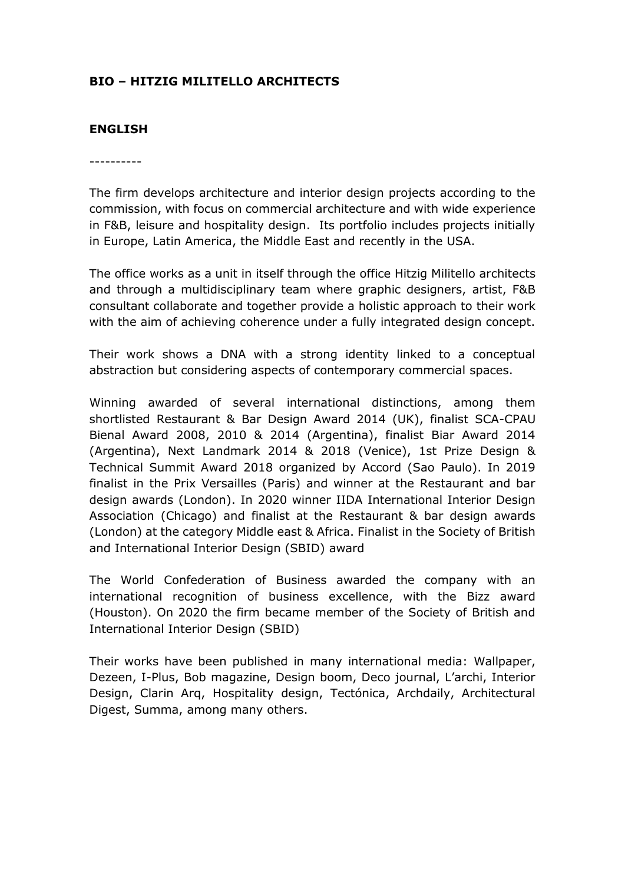**BIO – HITZIG MILITELLO ARCHITECTS**

**ENGLISH**

----------

The firm develops architecture and interior design projects according to the commission, with focus on commercial architecture and with wide experience in F&B, leisure and hospitality design. Its portfolio includes projects initially in Europe, Latin America, the Middle East and recently in the USA.

The office works as a unit in itself through the office Hitzig Militello architects and through a multidisciplinary team where graphic designers, artist, F&B consultant collaborate and together provide a holistic approach to their work with the aim of achieving coherence under a fully integrated design concept.

Their work shows a DNA with a strong identity linked to a conceptual abstraction but considering aspects of contemporary commercial spaces.

Winning awarded of several international distinctions, among them shortlisted Restaurant & Bar Design Award 2014 (UK), finalist SCA-CPAU Bienal Award 2008, 2010 & 2014 (Argentina), finalist Biar Award 2014 (Argentina), Next Landmark 2014 & 2018 (Venice), 1st Prize Design & Technical Summit Award 2018 organized by Accord (Sao Paulo). In 2019 finalist in the Prix Versailles (Paris) and winner at the Restaurant and bar design awards (London). In 2020 winner IIDA International Interior Design Association (Chicago) and finalist at the Restaurant & bar design awards (London) at the category Middle east & Africa. Finalist in the Society of British and International Interior Design (SBID) award

The World Confederation of Business awarded the company with an international recognition of business excellence, with the Bizz award (Houston). On 2020 the firm became member of the Society of British and International Interior Design (SBID)

Their works have been published in many international media: Wallpaper, Dezeen, I-Plus, Bob magazine, Design boom, Deco journal, L'archi, Interior Design, Clarin Arq, Hospitality design, Tectónica, Archdaily, Architectural Digest, Summa, among many others.